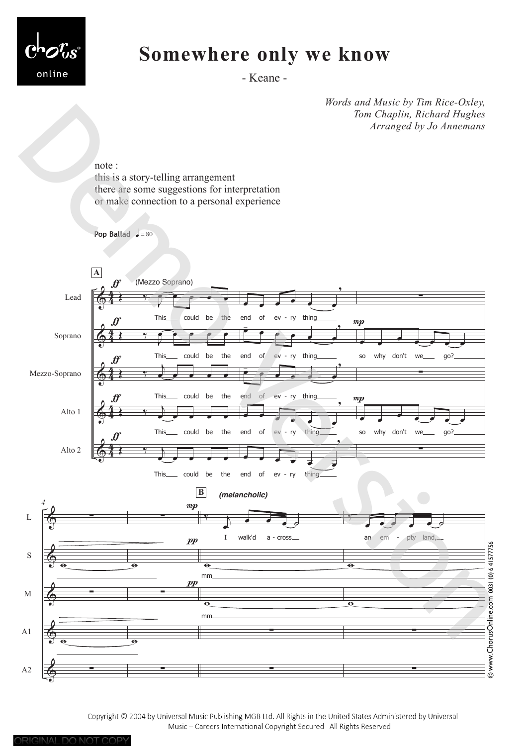# Somewhere only we know

- Keane -

*Words and Music by Tim Rice-Oxley, Tom Chaplin, Richard Hughes*
*Arranged by Jo Annemans*

note :
this is a story-telling arrangement
there are some suggestions for interpretation
or make connection to a personal experience

**Pop Ballad** ♩ = 80

**A**

(Mezzo Soprano)

Lead: This could be the end of ev - ry thing

Soprano: This could be the end of ev - ry thing so why don't we go?

Mezzo-Soprano: This could be the end of ev - ry thing

Alto 1: This could be the end of ev - ry thing so why don't we go?

Alto 2: This could be the end of ev - ry thing

**B** *(melancholic)*

L: I walk'd a - cross an em - pty land,

S: mm

M: mm

Copyright © 2004 by Universal Music Publishing MGB Ltd. All Rights in the United States Administered by Universal Music – Careers International Copyright Secured All Rights Reserved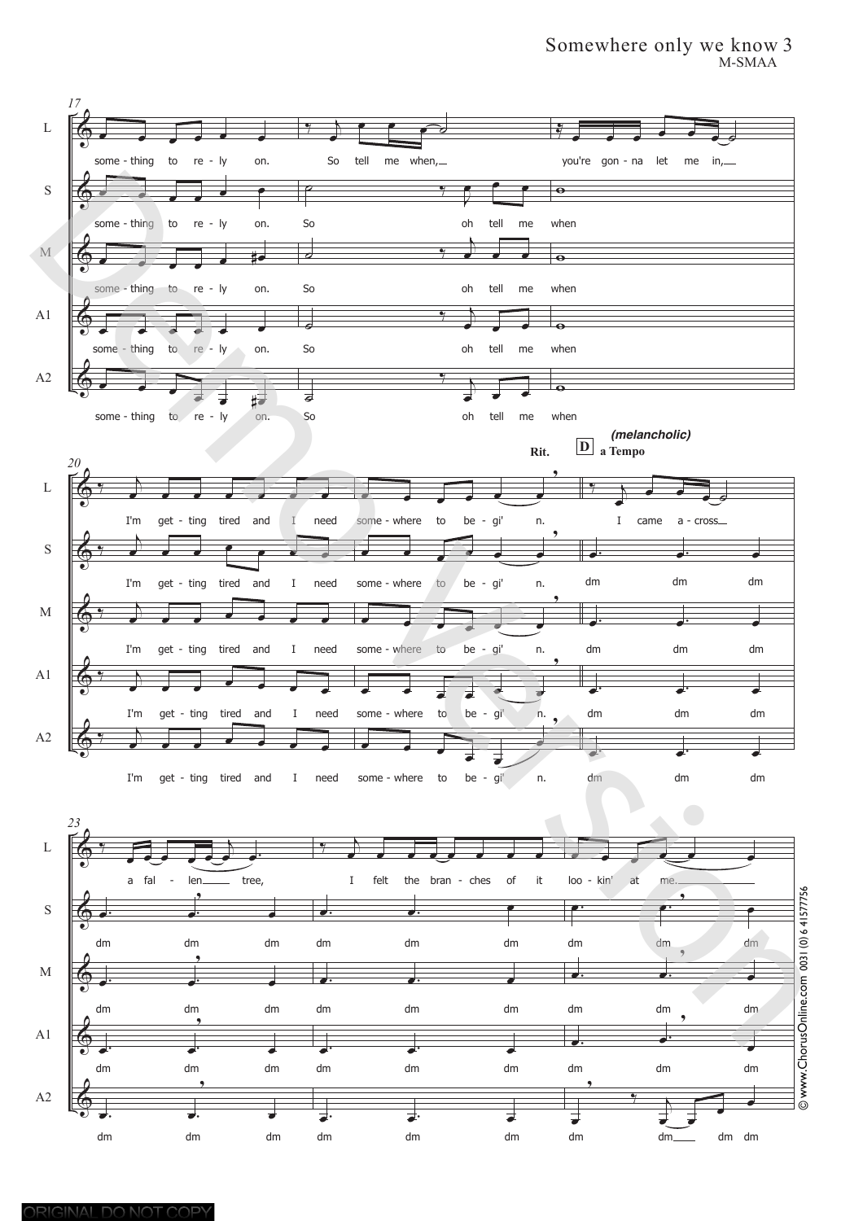17

L: some - thing to re - ly on. So tell me when, you're gon - na let me in,

S: some - thing to re - ly on. So oh tell me when

M: some - thing to re - ly on. So oh tell me when

A1: some - thing to re - ly on. So oh tell me when

A2: some - thing to re - ly on. So oh tell me when

20

Rit. **D** a Tempo *(melancholic)*

L: I'm get - ting tired and I need some - where to be - gi' n. I came a - cross

S: I'm get - ting tired and I need some - where to be - gi' n. dm dm dm

M: I'm get - ting tired and I need some - where to be - gi' n. dm dm dm

A1: I'm get - ting tired and I need some - where to be - gi' n. dm dm dm

A2: I'm get - ting tired and I need some - where to be - gi' n. dm dm dm

23

L: a fal - len tree, I felt the bran - ches of it loo - kin' at me.

S: dm dm dm dm dm dm dm dm dm

M: dm dm dm dm dm dm dm dm dm

A1: dm dm dm dm dm dm dm dm dm

A2: dm dm dm dm dm dm dm dm dm dm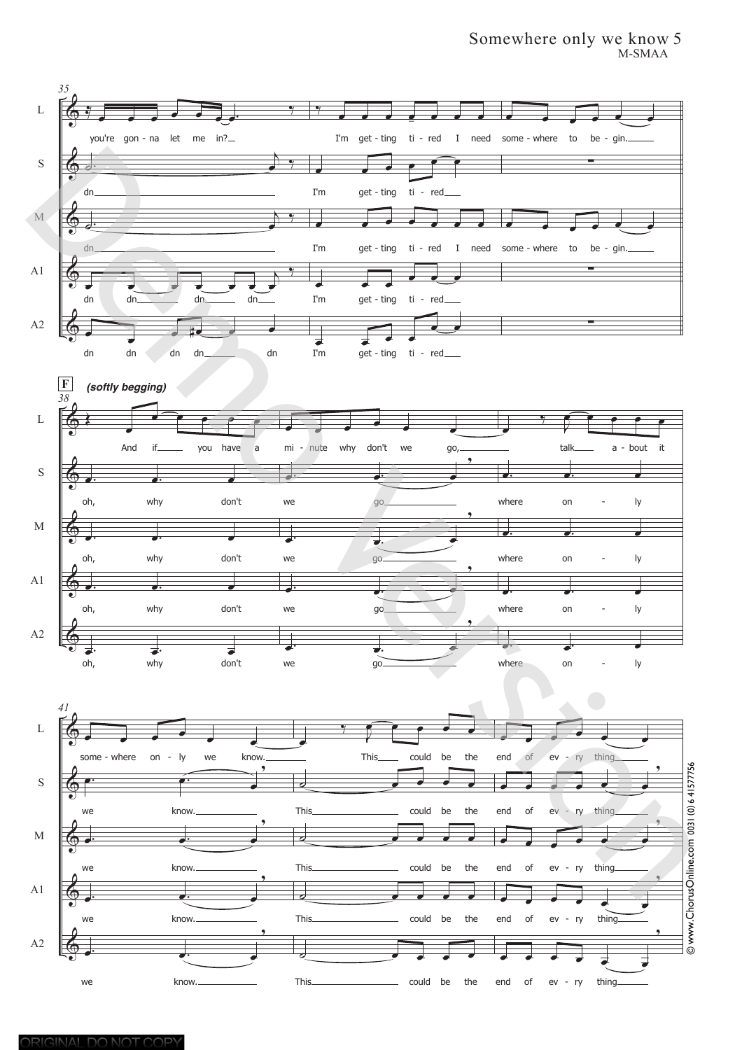M-SMAA

**35**

L: you're gon - na let me in? I'm get - ting ti - red I need some - where to be - gin.

S: dn I'm get - ting ti - red

M: dn I'm get - ting ti - red I need some - where to be - gin.

A1: dn dn dn dn I'm get - ting ti - red

A2: dn dn dn dn dn I'm get - ting ti - red

**F** ***(softly begging)***

**38**

L: And if you have a mi - nute why don't we go, talk a - bout it

S: oh, why don't we go where on - ly

M: oh, why don't we go where on - ly

A1: oh, why don't we go where on - ly

A2: oh, why don't we go where on - ly

**41**

L: some - where on - ly we know. This could be the end of ev - ry thing

S: we know. This could be the end of ev - ry thing

M: we know. This could be the end of ev - ry thing

A1: we know. This could be the end of ev - ry thing

A2: we know. This could be the end of ev - ry thing

© www.ChorusOnline.com 0031 (0)6 41577756

ORIGINAL DO NOT COPY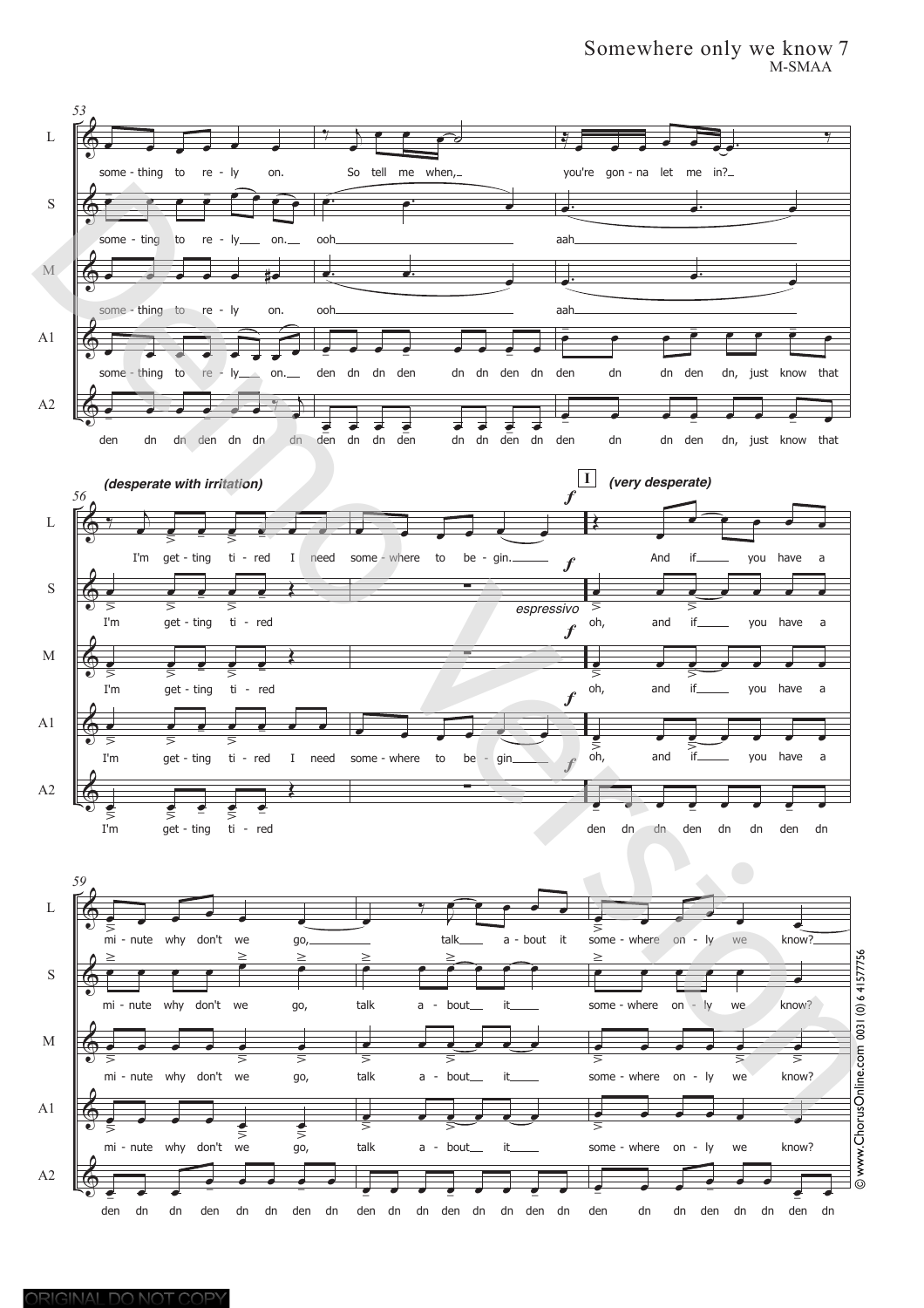Somewhere only we know 7
M-SMAA

53

L: some - thing to re - ly on. So tell me when, you're gon - na let me in?

S: some - ting to re - ly on. ooh aah

M: some - thing to re - ly on. ooh aah

A1: some - thing to re - ly on. den dn dn den dn dn den dn den dn dn den dn, just know that

A2: den dn dn den dn dn dn den dn dn den dn dn den dn den dn dn den dn, just know that

56

*(desperate with irritation)*

L: I'm get - ting ti - red I need some - where to be - gin.

S: I'm get - ting ti - red

M: I'm get - ting ti - red

A1: I'm get - ting ti - red I need some - where to be - gin

A2: I'm get - ting ti - red

**I** *(very desperate)*

*f*

L: And if you have a

S: *espressivo* oh, and if you have a

M: oh, and if you have a

A1: oh, and if you have a

A2: den dn dn den dn dn den dn

59

L: mi - nute why don't we go, talk a - bout it some - where on - ly we know?

S: mi - nute why don't we go, talk a - bout it some - where on - ly we know?

M: mi - nute why don't we go, talk a - bout it some - where on - ly we know?

A1: mi - nute why don't we go, talk a - bout it some - where on - ly we know?

A2: den dn dn den dn dn den dn den dn dn den dn dn den dn den dn dn den dn dn den dn

© www.ChorusOnline.com 0031 (0) 6 41577756

ORIGINAL DO NOT COPY